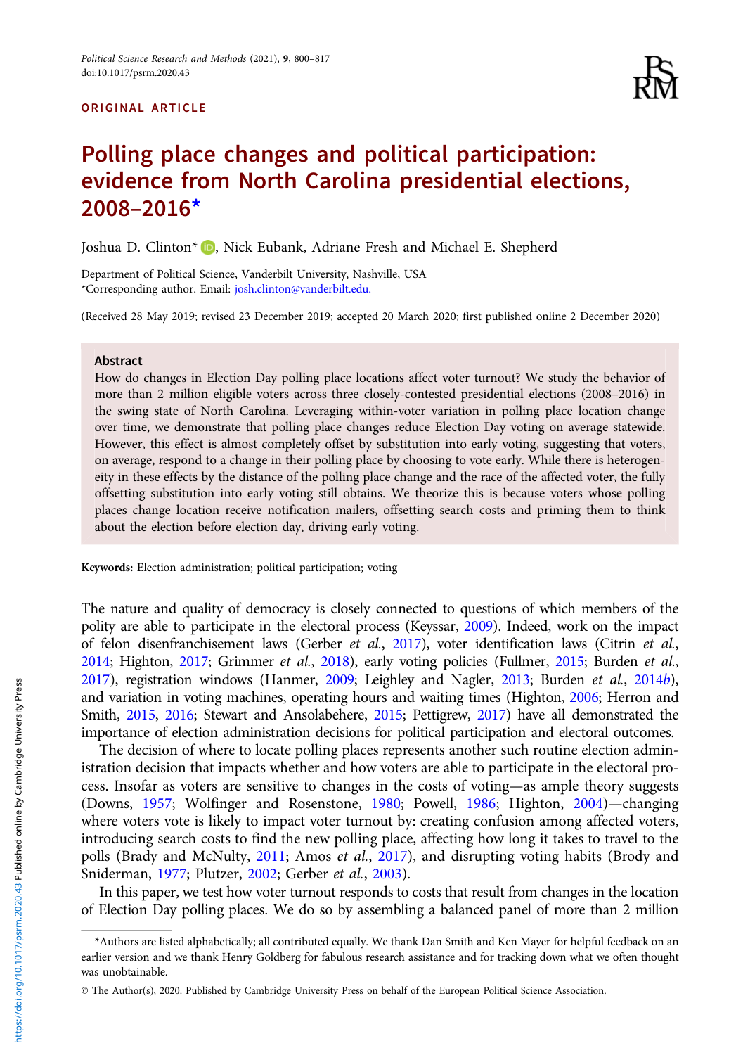ORIGINAL ARTICLE

# Polling place changes and political participation: evidence from North Carolina presidential elections, 2008–2016*

Joshua D. Clinton*, Nick Eubank, Adriane Fresh and Michael E. Shepherd

Department of Political Science, Vanderbilt University, Nashville, USA
*Corresponding author. Email: josh.clinton@vanderbilt.edu.

(Received 28 May 2019; revised 23 December 2019; accepted 20 March 2020; first published online 2 December 2020)

## Abstract

How do changes in Election Day polling place locations affect voter turnout? We study the behavior of more than 2 million eligible voters across three closely-contested presidential elections (2008–2016) in the swing state of North Carolina. Leveraging within-voter variation in polling place location change over time, we demonstrate that polling place changes reduce Election Day voting on average statewide. However, this effect is almost completely offset by substitution into early voting, suggesting that voters, on average, respond to a change in their polling place by choosing to vote early. While there is heterogeneity in these effects by the distance of the polling place change and the race of the affected voter, the fully offsetting substitution into early voting still obtains. We theorize this is because voters whose polling places change location receive notification mailers, offsetting search costs and priming them to think about the election before election day, driving early voting.

**Keywords:** Election administration; political participation; voting

The nature and quality of democracy is closely connected to questions of which members of the polity are able to participate in the electoral process (Keyssar, 2009). Indeed, work on the impact of felon disenfranchisement laws (Gerber *et al.*, 2017), voter identification laws (Citrin *et al.*, 2014; Highton, 2017; Grimmer *et al.*, 2018), early voting policies (Fullmer, 2015; Burden *et al.*, 2017), registration windows (Hanmer, 2009; Leighley and Nagler, 2013; Burden *et al.*, 2014*b*), and variation in voting machines, operating hours and waiting times (Highton, 2006; Herron and Smith, 2015, 2016; Stewart and Ansolabehere, 2015; Pettigrew, 2017) have all demonstrated the importance of election administration decisions for political participation and electoral outcomes.

The decision of where to locate polling places represents another such routine election administration decision that impacts whether and how voters are able to participate in the electoral process. Insofar as voters are sensitive to changes in the costs of voting—as ample theory suggests (Downs, 1957; Wolfinger and Rosenstone, 1980; Powell, 1986; Highton, 2004)—changing where voters vote is likely to impact voter turnout by: creating confusion among affected voters, introducing search costs to find the new polling place, affecting how long it takes to travel to the polls (Brady and McNulty, 2011; Amos *et al.*, 2017), and disrupting voting habits (Brody and Sniderman, 1977; Plutzer, 2002; Gerber *et al.*, 2003).

In this paper, we test how voter turnout responds to costs that result from changes in the location of Election Day polling places. We do so by assembling a balanced panel of more than 2 million

*Authors are listed alphabetically; all contributed equally. We thank Dan Smith and Ken Mayer for helpful feedback on an earlier version and we thank Henry Goldberg for fabulous research assistance and for tracking down what we often thought was unobtainable.

© The Author(s), 2020. Published by Cambridge University Press on behalf of the European Political Science Association.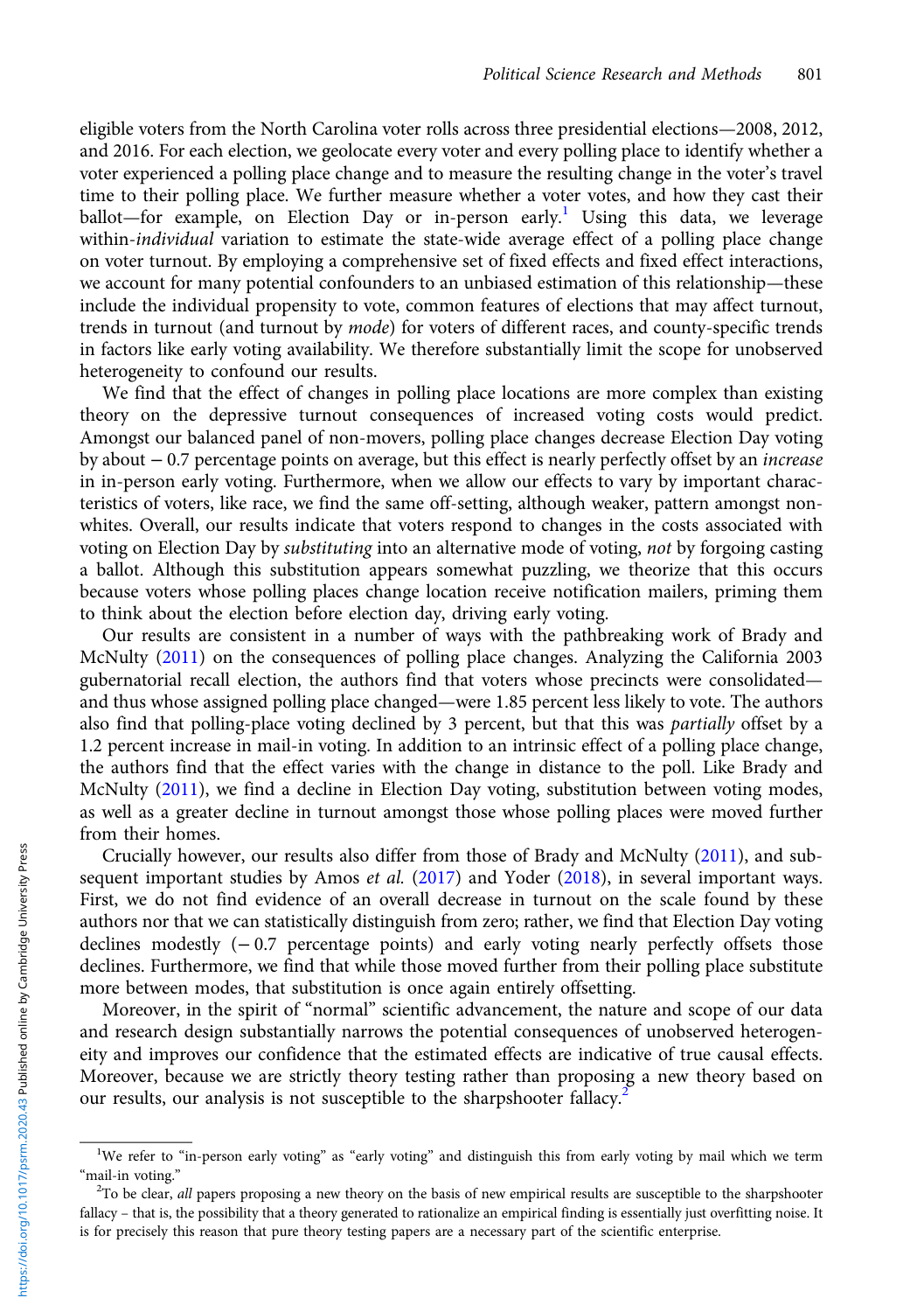eligible voters from the North Carolina voter rolls across three presidential elections—2008, 2012, and 2016. For each election, we geolocate every voter and every polling place to identify whether a voter experienced a polling place change and to measure the resulting change in the voter's travel time to their polling place. We further measure whether a voter votes, and how they cast their ballot—for example, on Election Day or in-person early.[1] Using this data, we leverage within-*individual* variation to estimate the state-wide average effect of a polling place change on voter turnout. By employing a comprehensive set of fixed effects and fixed effect interactions, we account for many potential confounders to an unbiased estimation of this relationship—these include the individual propensity to vote, common features of elections that may affect turnout, trends in turnout (and turnout by *mode*) for voters of different races, and county-specific trends in factors like early voting availability. We therefore substantially limit the scope for unobserved heterogeneity to confound our results.

We find that the effect of changes in polling place locations are more complex than existing theory on the depressive turnout consequences of increased voting costs would predict. Amongst our balanced panel of non-movers, polling place changes decrease Election Day voting by about −0.7 percentage points on average, but this effect is nearly perfectly offset by an *increase* in in-person early voting. Furthermore, when we allow our effects to vary by important characteristics of voters, like race, we find the same off-setting, although weaker, pattern amongst non-whites. Overall, our results indicate that voters respond to changes in the costs associated with voting on Election Day by *substituting* into an alternative mode of voting, *not* by forgoing casting a ballot. Although this substitution appears somewhat puzzling, we theorize that this occurs because voters whose polling places change location receive notification mailers, priming them to think about the election before election day, driving early voting.

Our results are consistent in a number of ways with the pathbreaking work of Brady and McNulty (2011) on the consequences of polling place changes. Analyzing the California 2003 gubernatorial recall election, the authors find that voters whose precincts were consolidated—and thus whose assigned polling place changed—were 1.85 percent less likely to vote. The authors also find that polling-place voting declined by 3 percent, but that this was *partially* offset by a 1.2 percent increase in mail-in voting. In addition to an intrinsic effect of a polling place change, the authors find that the effect varies with the change in distance to the poll. Like Brady and McNulty (2011), we find a decline in Election Day voting, substitution between voting modes, as well as a greater decline in turnout amongst those whose polling places were moved further from their homes.

Crucially however, our results also differ from those of Brady and McNulty (2011), and subsequent important studies by Amos *et al.* (2017) and Yoder (2018), in several important ways. First, we do not find evidence of an overall decrease in turnout on the scale found by these authors nor that we can statistically distinguish from zero; rather, we find that Election Day voting declines modestly (−0.7 percentage points) and early voting nearly perfectly offsets those declines. Furthermore, we find that while those moved further from their polling place substitute more between modes, that substitution is once again entirely offsetting.

Moreover, in the spirit of "normal" scientific advancement, the nature and scope of our data and research design substantially narrows the potential consequences of unobserved heterogeneity and improves our confidence that the estimated effects are indicative of true causal effects. Moreover, because we are strictly theory testing rather than proposing a new theory based on our results, our analysis is not susceptible to the sharpshooter fallacy.[2]

[1] We refer to "in-person early voting" as "early voting" and distinguish this from early voting by mail which we term "mail-in voting."

[2] To be clear, *all* papers proposing a new theory on the basis of new empirical results are susceptible to the sharpshooter fallacy – that is, the possibility that a theory generated to rationalize an empirical finding is essentially just overfitting noise. It is for precisely this reason that pure theory testing papers are a necessary part of the scientific enterprise.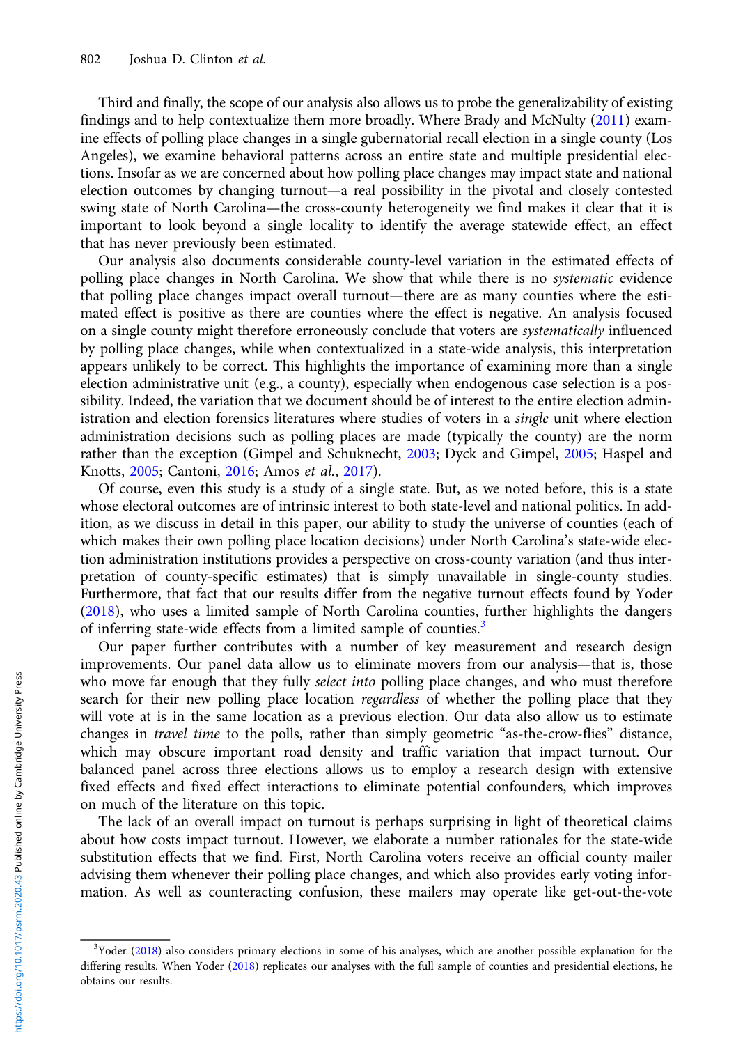Third and finally, the scope of our analysis also allows us to probe the generalizability of existing findings and to help contextualize them more broadly. Where Brady and McNulty (2011) examine effects of polling place changes in a single gubernatorial recall election in a single county (Los Angeles), we examine behavioral patterns across an entire state and multiple presidential elections. Insofar as we are concerned about how polling place changes may impact state and national election outcomes by changing turnout—a real possibility in the pivotal and closely contested swing state of North Carolina—the cross-county heterogeneity we find makes it clear that it is important to look beyond a single locality to identify the average statewide effect, an effect that has never previously been estimated.

Our analysis also documents considerable county-level variation in the estimated effects of polling place changes in North Carolina. We show that while there is no *systematic* evidence that polling place changes impact overall turnout—there are as many counties where the estimated effect is positive as there are counties where the effect is negative. An analysis focused on a single county might therefore erroneously conclude that voters are *systematically* influenced by polling place changes, while when contextualized in a state-wide analysis, this interpretation appears unlikely to be correct. This highlights the importance of examining more than a single election administrative unit (e.g., a county), especially when endogenous case selection is a possibility. Indeed, the variation that we document should be of interest to the entire election administration and election forensics literatures where studies of voters in a *single* unit where election administration decisions such as polling places are made (typically the county) are the norm rather than the exception (Gimpel and Schuknecht, 2003; Dyck and Gimpel, 2005; Haspel and Knotts, 2005; Cantoni, 2016; Amos *et al.*, 2017).

Of course, even this study is a study of a single state. But, as we noted before, this is a state whose electoral outcomes are of intrinsic interest to both state-level and national politics. In addition, as we discuss in detail in this paper, our ability to study the universe of counties (each of which makes their own polling place location decisions) under North Carolina's state-wide election administration institutions provides a perspective on cross-county variation (and thus interpretation of county-specific estimates) that is simply unavailable in single-county studies. Furthermore, that fact that our results differ from the negative turnout effects found by Yoder (2018), who uses a limited sample of North Carolina counties, further highlights the dangers of inferring state-wide effects from a limited sample of counties.[3]

Our paper further contributes with a number of key measurement and research design improvements. Our panel data allow us to eliminate movers from our analysis—that is, those who move far enough that they fully *select into* polling place changes, and who must therefore search for their new polling place location *regardless* of whether the polling place that they will vote at is in the same location as a previous election. Our data also allow us to estimate changes in *travel time* to the polls, rather than simply geometric "as-the-crow-flies" distance, which may obscure important road density and traffic variation that impact turnout. Our balanced panel across three elections allows us to employ a research design with extensive fixed effects and fixed effect interactions to eliminate potential confounders, which improves on much of the literature on this topic.

The lack of an overall impact on turnout is perhaps surprising in light of theoretical claims about how costs impact turnout. However, we elaborate a number rationales for the state-wide substitution effects that we find. First, North Carolina voters receive an official county mailer advising them whenever their polling place changes, and which also provides early voting information. As well as counteracting confusion, these mailers may operate like get-out-the-vote

[3]Yoder (2018) also considers primary elections in some of his analyses, which are another possible explanation for the differing results. When Yoder (2018) replicates our analyses with the full sample of counties and presidential elections, he obtains our results.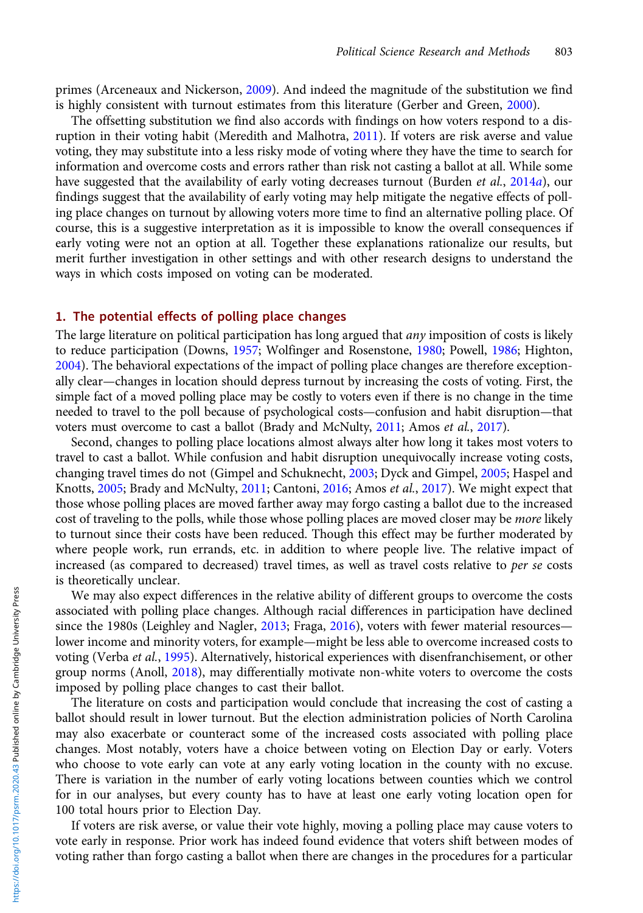primes (Arceneaux and Nickerson, 2009). And indeed the magnitude of the substitution we find is highly consistent with turnout estimates from this literature (Gerber and Green, 2000).

The offsetting substitution we find also accords with findings on how voters respond to a disruption in their voting habit (Meredith and Malhotra, 2011). If voters are risk averse and value voting, they may substitute into a less risky mode of voting where they have the time to search for information and overcome costs and errors rather than risk not casting a ballot at all. While some have suggested that the availability of early voting decreases turnout (Burden *et al.*, 2014*a*), our findings suggest that the availability of early voting may help mitigate the negative effects of polling place changes on turnout by allowing voters more time to find an alternative polling place. Of course, this is a suggestive interpretation as it is impossible to know the overall consequences if early voting were not an option at all. Together these explanations rationalize our results, but merit further investigation in other settings and with other research designs to understand the ways in which costs imposed on voting can be moderated.

## 1. The potential effects of polling place changes

The large literature on political participation has long argued that *any* imposition of costs is likely to reduce participation (Downs, 1957; Wolfinger and Rosenstone, 1980; Powell, 1986; Highton, 2004). The behavioral expectations of the impact of polling place changes are therefore exceptionally clear—changes in location should depress turnout by increasing the costs of voting. First, the simple fact of a moved polling place may be costly to voters even if there is no change in the time needed to travel to the poll because of psychological costs—confusion and habit disruption—that voters must overcome to cast a ballot (Brady and McNulty, 2011; Amos *et al.*, 2017).

Second, changes to polling place locations almost always alter how long it takes most voters to travel to cast a ballot. While confusion and habit disruption unequivocally increase voting costs, changing travel times do not (Gimpel and Schuknecht, 2003; Dyck and Gimpel, 2005; Haspel and Knotts, 2005; Brady and McNulty, 2011; Cantoni, 2016; Amos *et al.*, 2017). We might expect that those whose polling places are moved farther away may forgo casting a ballot due to the increased cost of traveling to the polls, while those whose polling places are moved closer may be *more* likely to turnout since their costs have been reduced. Though this effect may be further moderated by where people work, run errands, etc. in addition to where people live. The relative impact of increased (as compared to decreased) travel times, as well as travel costs relative to *per se* costs is theoretically unclear.

We may also expect differences in the relative ability of different groups to overcome the costs associated with polling place changes. Although racial differences in participation have declined since the 1980s (Leighley and Nagler, 2013; Fraga, 2016), voters with fewer material resources—lower income and minority voters, for example—might be less able to overcome increased costs to voting (Verba *et al.*, 1995). Alternatively, historical experiences with disenfranchisement, or other group norms (Anoll, 2018), may differentially motivate non-white voters to overcome the costs imposed by polling place changes to cast their ballot.

The literature on costs and participation would conclude that increasing the cost of casting a ballot should result in lower turnout. But the election administration policies of North Carolina may also exacerbate or counteract some of the increased costs associated with polling place changes. Most notably, voters have a choice between voting on Election Day or early. Voters who choose to vote early can vote at any early voting location in the county with no excuse. There is variation in the number of early voting locations between counties which we control for in our analyses, but every county has to have at least one early voting location open for 100 total hours prior to Election Day.

If voters are risk averse, or value their vote highly, moving a polling place may cause voters to vote early in response. Prior work has indeed found evidence that voters shift between modes of voting rather than forgo casting a ballot when there are changes in the procedures for a particular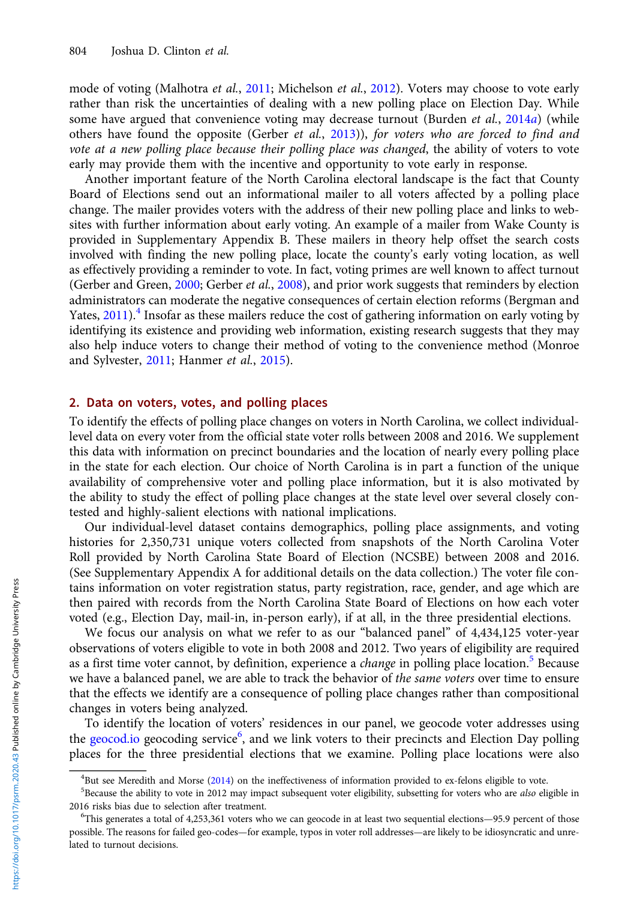mode of voting (Malhotra *et al.*, 2011; Michelson *et al.*, 2012). Voters may choose to vote early rather than risk the uncertainties of dealing with a new polling place on Election Day. While some have argued that convenience voting may decrease turnout (Burden *et al.*, 2014*a*) (while others have found the opposite (Gerber *et al.*, 2013)), *for voters who are forced to find and vote at a new polling place because their polling place was changed*, the ability of voters to vote early may provide them with the incentive and opportunity to vote early in response.

Another important feature of the North Carolina electoral landscape is the fact that County Board of Elections send out an informational mailer to all voters affected by a polling place change. The mailer provides voters with the address of their new polling place and links to websites with further information about early voting. An example of a mailer from Wake County is provided in Supplementary Appendix B. These mailers in theory help offset the search costs involved with finding the new polling place, locate the county's early voting location, as well as effectively providing a reminder to vote. In fact, voting primes are well known to affect turnout (Gerber and Green, 2000; Gerber *et al.*, 2008), and prior work suggests that reminders by election administrators can moderate the negative consequences of certain election reforms (Bergman and Yates, 2011).[4] Insofar as these mailers reduce the cost of gathering information on early voting by identifying its existence and providing web information, existing research suggests that they may also help induce voters to change their method of voting to the convenience method (Monroe and Sylvester, 2011; Hanmer *et al.*, 2015).

## 2. Data on voters, votes, and polling places

To identify the effects of polling place changes on voters in North Carolina, we collect individual-level data on every voter from the official state voter rolls between 2008 and 2016. We supplement this data with information on precinct boundaries and the location of nearly every polling place in the state for each election. Our choice of North Carolina is in part a function of the unique availability of comprehensive voter and polling place information, but it is also motivated by the ability to study the effect of polling place changes at the state level over several closely contested and highly-salient elections with national implications.

Our individual-level dataset contains demographics, polling place assignments, and voting histories for 2,350,731 unique voters collected from snapshots of the North Carolina Voter Roll provided by North Carolina State Board of Election (NCSBE) between 2008 and 2016. (See Supplementary Appendix A for additional details on the data collection.) The voter file contains information on voter registration status, party registration, race, gender, and age which are then paired with records from the North Carolina State Board of Elections on how each voter voted (e.g., Election Day, mail-in, in-person early), if at all, in the three presidential elections.

We focus our analysis on what we refer to as our "balanced panel" of 4,434,125 voter-year observations of voters eligible to vote in both 2008 and 2012. Two years of eligibility are required as a first time voter cannot, by definition, experience a *change* in polling place location.[5] Because we have a balanced panel, we are able to track the behavior of *the same voters* over time to ensure that the effects we identify are a consequence of polling place changes rather than compositional changes in voters being analyzed.

To identify the location of voters' residences in our panel, we geocode voter addresses using the geocod.io geocoding service[6], and we link voters to their precincts and Election Day polling places for the three presidential elections that we examine. Polling place locations were also

[4] But see Meredith and Morse (2014) on the ineffectiveness of information provided to ex-felons eligible to vote.

[5] Because the ability to vote in 2012 may impact subsequent voter eligibility, subsetting for voters who are *also* eligible in 2016 risks bias due to selection after treatment.

[6] This generates a total of 4,253,361 voters who we can geocode in at least two sequential elections—95.9 percent of those possible. The reasons for failed geo-codes—for example, typos in voter roll addresses—are likely to be idiosyncratic and unrelated to turnout decisions.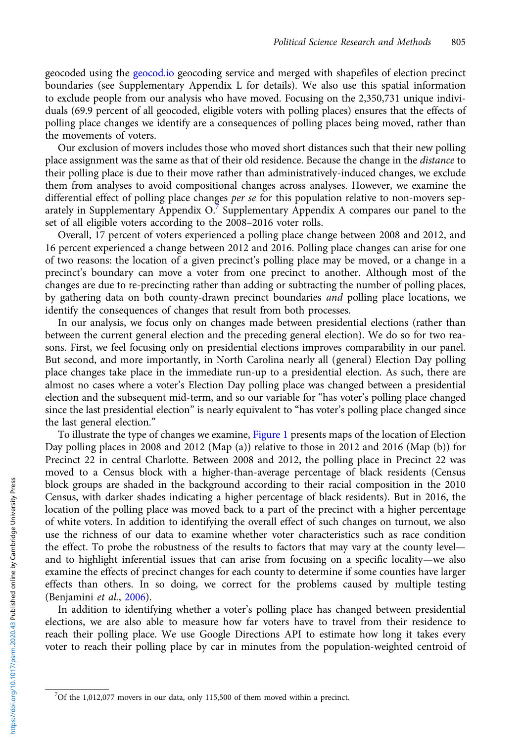geocoded using the geocod.io geocoding service and merged with shapefiles of election precinct boundaries (see Supplementary Appendix L for details). We also use this spatial information to exclude people from our analysis who have moved. Focusing on the 2,350,731 unique individuals (69.9 percent of all geocoded, eligible voters with polling places) ensures that the effects of polling place changes we identify are a consequences of polling places being moved, rather than the movements of voters.

Our exclusion of movers includes those who moved short distances such that their new polling place assignment was the same as that of their old residence. Because the change in the *distance* to their polling place is due to their move rather than administratively-induced changes, we exclude them from analyses to avoid compositional changes across analyses. However, we examine the differential effect of polling place changes *per se* for this population relative to non-movers separately in Supplementary Appendix O.[7] Supplementary Appendix A compares our panel to the set of all eligible voters according to the 2008–2016 voter rolls.

Overall, 17 percent of voters experienced a polling place change between 2008 and 2012, and 16 percent experienced a change between 2012 and 2016. Polling place changes can arise for one of two reasons: the location of a given precinct's polling place may be moved, or a change in a precinct's boundary can move a voter from one precinct to another. Although most of the changes are due to re-precincting rather than adding or subtracting the number of polling places, by gathering data on both county-drawn precinct boundaries *and* polling place locations, we identify the consequences of changes that result from both processes.

In our analysis, we focus only on changes made between presidential elections (rather than between the current general election and the preceding general election). We do so for two reasons. First, we feel focusing only on presidential elections improves comparability in our panel. But second, and more importantly, in North Carolina nearly all (general) Election Day polling place changes take place in the immediate run-up to a presidential election. As such, there are almost no cases where a voter's Election Day polling place was changed between a presidential election and the subsequent mid-term, and so our variable for "has voter's polling place changed since the last presidential election" is nearly equivalent to "has voter's polling place changed since the last general election."

To illustrate the type of changes we examine, Figure 1 presents maps of the location of Election Day polling places in 2008 and 2012 (Map (a)) relative to those in 2012 and 2016 (Map (b)) for Precinct 22 in central Charlotte. Between 2008 and 2012, the polling place in Precinct 22 was moved to a Census block with a higher-than-average percentage of black residents (Census block groups are shaded in the background according to their racial composition in the 2010 Census, with darker shades indicating a higher percentage of black residents). But in 2016, the location of the polling place was moved back to a part of the precinct with a higher percentage of white voters. In addition to identifying the overall effect of such changes on turnout, we also use the richness of our data to examine whether voter characteristics such as race condition the effect. To probe the robustness of the results to factors that may vary at the county level—and to highlight inferential issues that can arise from focusing on a specific locality—we also examine the effects of precinct changes for each county to determine if some counties have larger effects than others. In so doing, we correct for the problems caused by multiple testing (Benjamini *et al.*, 2006).

In addition to identifying whether a voter's polling place has changed between presidential elections, we are also able to measure how far voters have to travel from their residence to reach their polling place. We use Google Directions API to estimate how long it takes every voter to reach their polling place by car in minutes from the population-weighted centroid of

[7] Of the 1,012,077 movers in our data, only 115,500 of them moved within a precinct.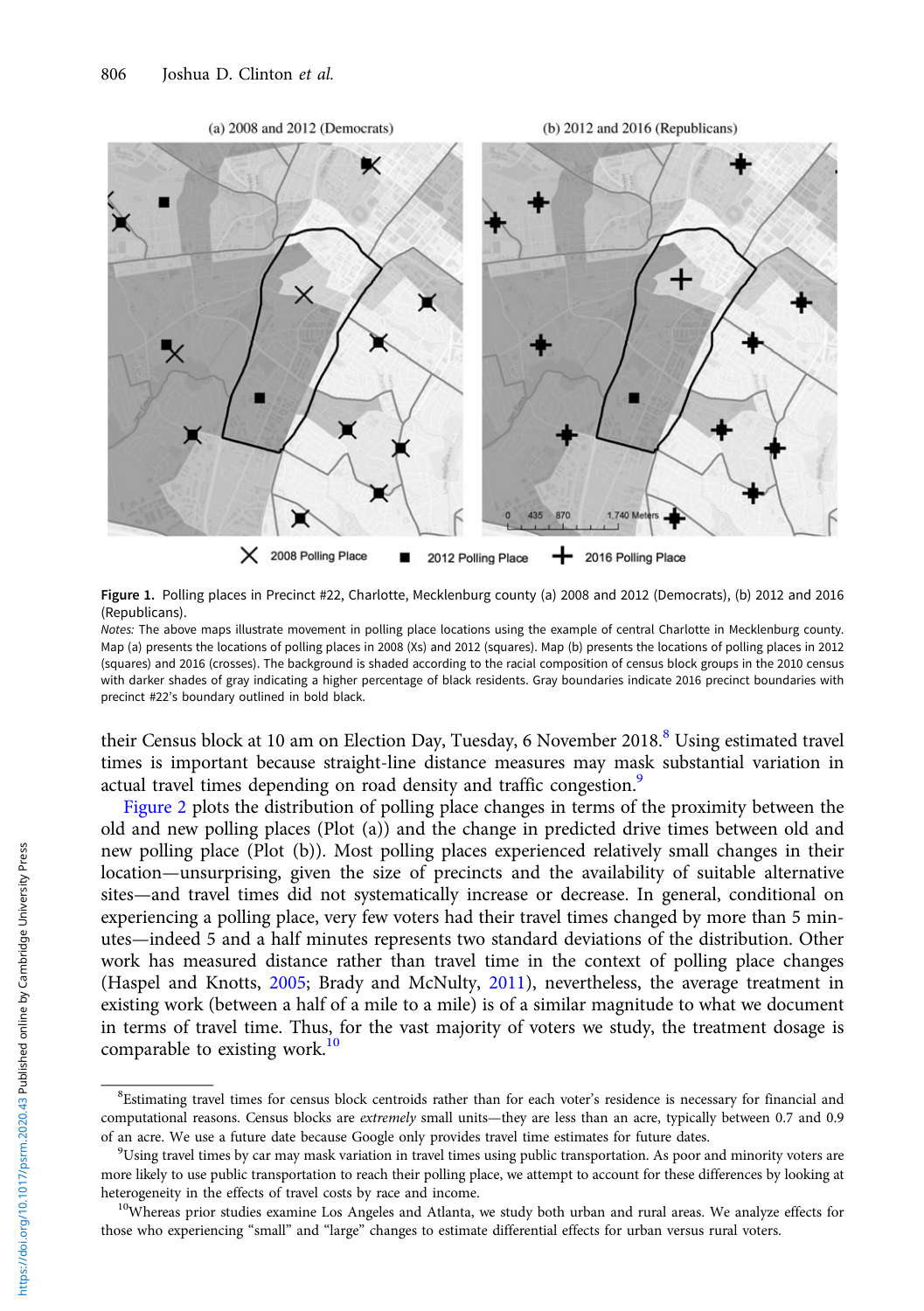Figure 1. Polling places in Precinct #22, Charlotte, Mecklenburg county (a) 2008 and 2012 (Democrats), (b) 2012 and 2016 (Republicans).

*Notes:* The above maps illustrate movement in polling place locations using the example of central Charlotte in Mecklenburg county. Map (a) presents the locations of polling places in 2008 (Xs) and 2012 (squares). Map (b) presents the locations of polling places in 2012 (squares) and 2016 (crosses). The background is shaded according to the racial composition of census block groups in the 2010 census with darker shades of gray indicating a higher percentage of black residents. Gray boundaries indicate 2016 precinct boundaries with precinct #22's boundary outlined in bold black.

their Census block at 10 am on Election Day, Tuesday, 6 November 2018.[8] Using estimated travel times is important because straight-line distance measures may mask substantial variation in actual travel times depending on road density and traffic congestion.[9]

Figure 2 plots the distribution of polling place changes in terms of the proximity between the old and new polling places (Plot (a)) and the change in predicted drive times between old and new polling place (Plot (b)). Most polling places experienced relatively small changes in their location—unsurprising, given the size of precincts and the availability of suitable alternative sites—and travel times did not systematically increase or decrease. In general, conditional on experiencing a polling place, very few voters had their travel times changed by more than 5 minutes—indeed 5 and a half minutes represents two standard deviations of the distribution. Other work has measured distance rather than travel time in the context of polling place changes (Haspel and Knotts, 2005; Brady and McNulty, 2011), nevertheless, the average treatment in existing work (between a half of a mile to a mile) is of a similar magnitude to what we document in terms of travel time. Thus, for the vast majority of voters we study, the treatment dosage is comparable to existing work.[10]

[8]Estimating travel times for census block centroids rather than for each voter's residence is necessary for financial and computational reasons. Census blocks are *extremely* small units—they are less than an acre, typically between 0.7 and 0.9 of an acre. We use a future date because Google only provides travel time estimates for future dates.

[9]Using travel times by car may mask variation in travel times using public transportation. As poor and minority voters are more likely to use public transportation to reach their polling place, we attempt to account for these differences by looking at heterogeneity in the effects of travel costs by race and income.

[10]Whereas prior studies examine Los Angeles and Atlanta, we study both urban and rural areas. We analyze effects for those who experiencing "small" and "large" changes to estimate differential effects for urban versus rural voters.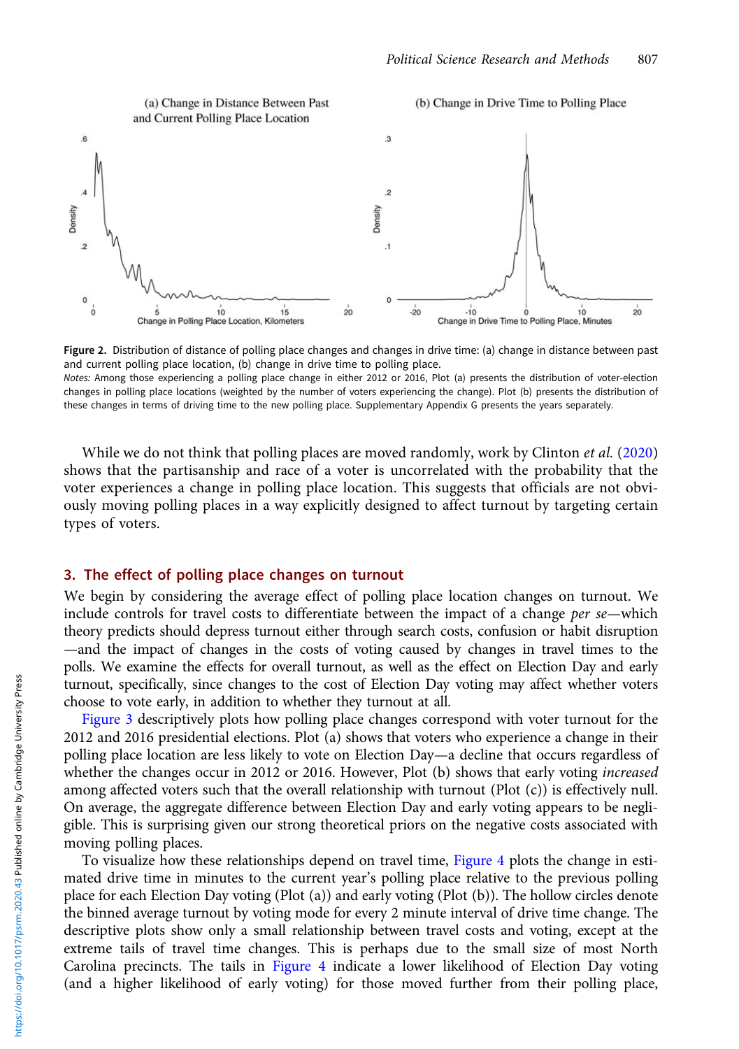Figure 2. Distribution of distance of polling place changes and changes in drive time: (a) change in distance between past and current polling place location, (b) change in drive time to polling place.

*Notes:* Among those experiencing a polling place change in either 2012 or 2016, Plot (a) presents the distribution of voter-election changes in polling place locations (weighted by the number of voters experiencing the change). Plot (b) presents the distribution of these changes in terms of driving time to the new polling place. Supplementary Appendix G presents the years separately.

While we do not think that polling places are moved randomly, work by Clinton *et al.* (2020) shows that the partisanship and race of a voter is uncorrelated with the probability that the voter experiences a change in polling place location. This suggests that officials are not obviously moving polling places in a way explicitly designed to affect turnout by targeting certain types of voters.

## 3. The effect of polling place changes on turnout

We begin by considering the average effect of polling place location changes on turnout. We include controls for travel costs to differentiate between the impact of a change *per se*—which theory predicts should depress turnout either through search costs, confusion or habit disruption—and the impact of changes in the costs of voting caused by changes in travel times to the polls. We examine the effects for overall turnout, as well as the effect on Election Day and early turnout, specifically, since changes to the cost of Election Day voting may affect whether voters choose to vote early, in addition to whether they turnout at all.

Figure 3 descriptively plots how polling place changes correspond with voter turnout for the 2012 and 2016 presidential elections. Plot (a) shows that voters who experience a change in their polling place location are less likely to vote on Election Day—a decline that occurs regardless of whether the changes occur in 2012 or 2016. However, Plot (b) shows that early voting *increased* among affected voters such that the overall relationship with turnout (Plot (c)) is effectively null. On average, the aggregate difference between Election Day and early voting appears to be negligible. This is surprising given our strong theoretical priors on the negative costs associated with moving polling places.

To visualize how these relationships depend on travel time, Figure 4 plots the change in estimated drive time in minutes to the current year's polling place relative to the previous polling place for each Election Day voting (Plot (a)) and early voting (Plot (b)). The hollow circles denote the binned average turnout by voting mode for every 2 minute interval of drive time change. The descriptive plots show only a small relationship between travel costs and voting, except at the extreme tails of travel time changes. This is perhaps due to the small size of most North Carolina precincts. The tails in Figure 4 indicate a lower likelihood of Election Day voting (and a higher likelihood of early voting) for those moved further from their polling place,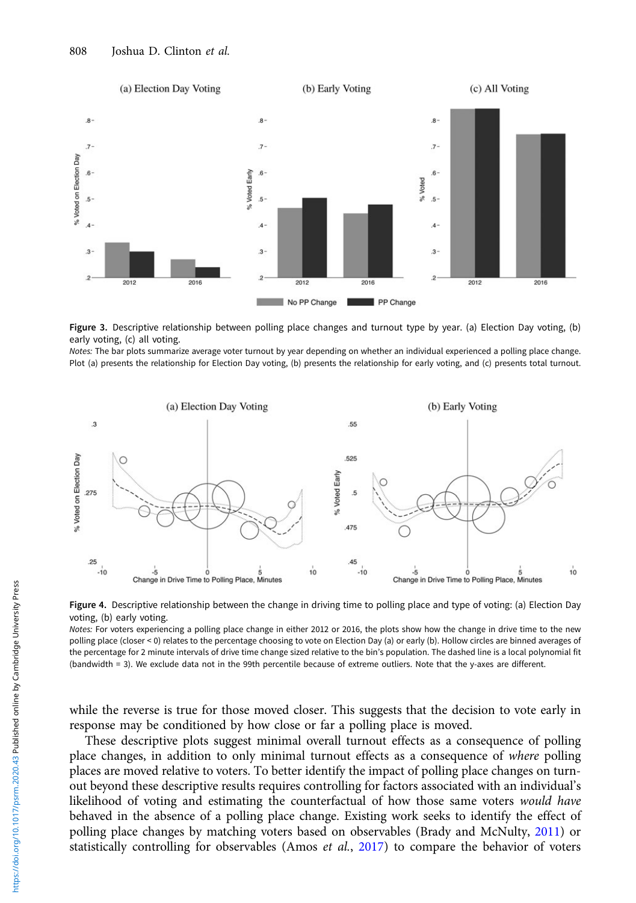**Figure 3.** Descriptive relationship between polling place changes and turnout type by year. (a) Election Day voting, (b) early voting, (c) all voting.

*Notes:* The bar plots summarize average voter turnout by year depending on whether an individual experienced a polling place change. Plot (a) presents the relationship for Election Day voting, (b) presents the relationship for early voting, and (c) presents total turnout.

**Figure 4.** Descriptive relationship between the change in driving time to polling place and type of voting: (a) Election Day voting, (b) early voting.

*Notes:* For voters experiencing a polling place change in either 2012 or 2016, the plots show how the change in drive time to the new polling place (closer < 0) relates to the percentage choosing to vote on Election Day (a) or early (b). Hollow circles are binned averages of the percentage for 2 minute intervals of drive time change sized relative to the bin's population. The dashed line is a local polynomial fit (bandwidth = 3). We exclude data not in the 99th percentile because of extreme outliers. Note that the y-axes are different.

while the reverse is true for those moved closer. This suggests that the decision to vote early in response may be conditioned by how close or far a polling place is moved.

These descriptive plots suggest minimal overall turnout effects as a consequence of polling place changes, in addition to only minimal turnout effects as a consequence of *where* polling places are moved relative to voters. To better identify the impact of polling place changes on turnout beyond these descriptive results requires controlling for factors associated with an individual's likelihood of voting and estimating the counterfactual of how those same voters *would have* behaved in the absence of a polling place change. Existing work seeks to identify the effect of polling place changes by matching voters based on observables (Brady and McNulty, 2011) or statistically controlling for observables (Amos *et al.*, 2017) to compare the behavior of voters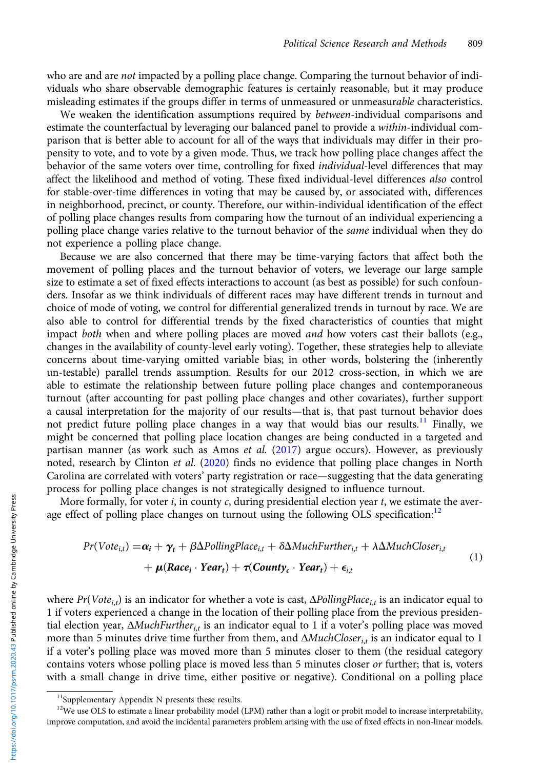who are and are *not* impacted by a polling place change. Comparing the turnout behavior of individuals who share observable demographic features is certainly reasonable, but it may produce misleading estimates if the groups differ in terms of unmeasured or unmeasur*able* characteristics.

We weaken the identification assumptions required by *between*-individual comparisons and estimate the counterfactual by leveraging our balanced panel to provide a *within*-individual comparison that is better able to account for all of the ways that individuals may differ in their propensity to vote, and to vote by a given mode. Thus, we track how polling place changes affect the behavior of the same voters over time, controlling for fixed *individual*-level differences that may affect the likelihood and method of voting. These fixed individual-level differences *also* control for stable-over-time differences in voting that may be caused by, or associated with, differences in neighborhood, precinct, or county. Therefore, our within-individual identification of the effect of polling place changes results from comparing how the turnout of an individual experiencing a polling place change varies relative to the turnout behavior of the *same* individual when they do not experience a polling place change.

Because we are also concerned that there may be time-varying factors that affect both the movement of polling places and the turnout behavior of voters, we leverage our large sample size to estimate a set of fixed effects interactions to account (as best as possible) for such confounders. Insofar as we think individuals of different races may have different trends in turnout and choice of mode of voting, we control for differential generalized trends in turnout by race. We are also able to control for differential trends by the fixed characteristics of counties that might impact *both* when and where polling places are moved *and* how voters cast their ballots (e.g., changes in the availability of county-level early voting). Together, these strategies help to alleviate concerns about time-varying omitted variable bias; in other words, bolstering the (inherently un-testable) parallel trends assumption. Results for our 2012 cross-section, in which we are able to estimate the relationship between future polling place changes and contemporaneous turnout (after accounting for past polling place changes and other covariates), further support a causal interpretation for the majority of our results—that is, that past turnout behavior does not predict future polling place changes in a way that would bias our results.[11] Finally, we might be concerned that polling place location changes are being conducted in a targeted and partisan manner (as work such as Amos *et al.* (2017) argue occurs). However, as previously noted, research by Clinton *et al.* (2020) finds no evidence that polling place changes in North Carolina are correlated with voters' party registration or race—suggesting that the data generating process for polling place changes is not strategically designed to influence turnout.

More formally, for voter $i$, in county $c$, during presidential election year $t$, we estimate the average effect of polling place changes on turnout using the following OLS specification:[12]

$$
\begin{aligned}
Pr(Vote_{i,t}) = & \boldsymbol{\alpha_i} + \boldsymbol{\gamma_t} + \beta \Delta PollingPlace_{i,t} + \delta \Delta MuchFurther_{i,t} + \lambda \Delta MuchCloser_{i,t} \\
& + \boldsymbol{\mu}(\boldsymbol{Race_i} \cdot \boldsymbol{Year_t}) + \boldsymbol{\tau}(\boldsymbol{County_c} \cdot \boldsymbol{Year_t}) + \epsilon_{i,t}
\end{aligned}
\tag{1}
$$

where $Pr(Vote_{i,t})$ is an indicator for whether a vote is cast, $\Delta PollingPlace_{i,t}$ is an indicator equal to 1 if voters experienced a change in the location of their polling place from the previous presidential election year, $\Delta MuchFurther_{i,t}$ is an indicator equal to 1 if a voter's polling place was moved more than 5 minutes drive time further from them, and $\Delta MuchCloser_{i,t}$ is an indicator equal to 1 if a voter's polling place was moved more than 5 minutes closer to them (the residual category contains voters whose polling place is moved less than 5 minutes closer *or* further; that is, voters with a small change in drive time, either positive or negative). Conditional on a polling place

[11] Supplementary Appendix N presents these results.

[12] We use OLS to estimate a linear probability model (LPM) rather than a logit or probit model to increase interpretability, improve computation, and avoid the incidental parameters problem arising with the use of fixed effects in non-linear models.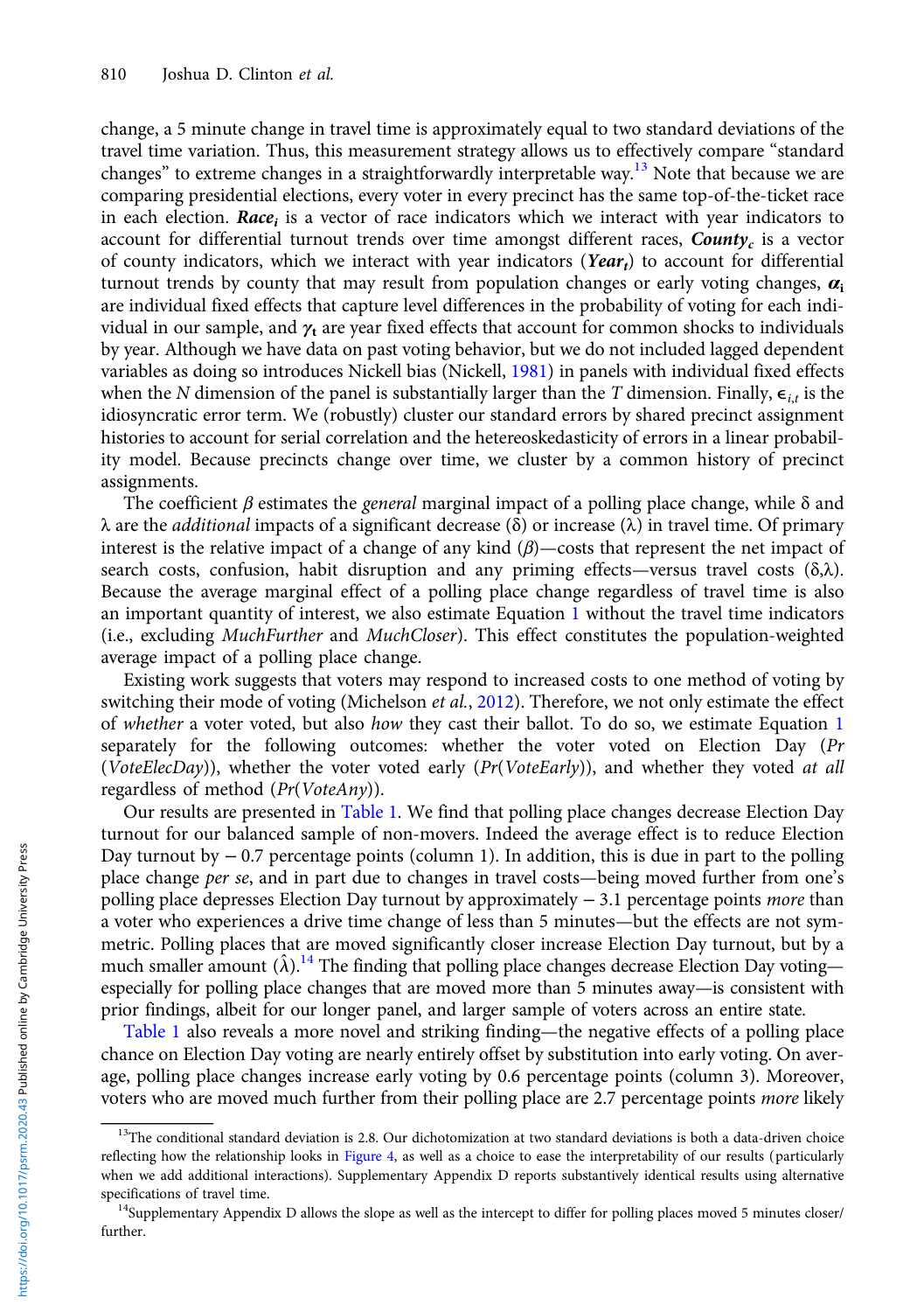change, a 5 minute change in travel time is approximately equal to two standard deviations of the travel time variation. Thus, this measurement strategy allows us to effectively compare "standard changes" to extreme changes in a straightforwardly interpretable way.[13] Note that because we are comparing presidential elections, every voter in every precinct has the same top-of-the-ticket race in each election. $\boldsymbol{Race_i}$ is a vector of race indicators which we interact with year indicators to account for differential turnout trends over time amongst different races, $\boldsymbol{County_c}$ is a vector of county indicators, which we interact with year indicators ($\boldsymbol{Year_t}$) to account for differential turnout trends by county that may result from population changes or early voting changes, $\boldsymbol{\alpha_i}$ are individual fixed effects that capture level differences in the probability of voting for each individual in our sample, and $\boldsymbol{\gamma_t}$ are year fixed effects that account for common shocks to individuals by year. Although we have data on past voting behavior, but we do not included lagged dependent variables as doing so introduces Nickell bias (Nickell, 1981) in panels with individual fixed effects when the $N$ dimension of the panel is substantially larger than the $T$ dimension. Finally, $\epsilon_{i,t}$ is the idiosyncratic error term. We (robustly) cluster our standard errors by shared precinct assignment histories to account for serial correlation and the hetereoskedasticity of errors in a linear probability model. Because precincts change over time, we cluster by a common history of precinct assignments.

The coefficient $\beta$ estimates the *general* marginal impact of a polling place change, while $\delta$ and $\lambda$ are the *additional* impacts of a significant decrease ($\delta$) or increase ($\lambda$) in travel time. Of primary interest is the relative impact of a change of any kind ($\beta$)—costs that represent the net impact of search costs, confusion, habit disruption and any priming effects—versus travel costs ($\delta$,$\lambda$). Because the average marginal effect of a polling place change regardless of travel time is also an important quantity of interest, we also estimate Equation 1 without the travel time indicators (i.e., excluding *MuchFurther* and *MuchCloser*). This effect constitutes the population-weighted average impact of a polling place change.

Existing work suggests that voters may respond to increased costs to one method of voting by switching their mode of voting (Michelson *et al.*, 2012). Therefore, we not only estimate the effect of *whether* a voter voted, but also *how* they cast their ballot. To do so, we estimate Equation 1 separately for the following outcomes: whether the voter voted on Election Day (*Pr*(*VoteElecDay*)), whether the voter voted early (*Pr*(*VoteEarly*)), and whether they voted *at all* regardless of method (*Pr*(*VoteAny*)).

Our results are presented in Table 1. We find that polling place changes decrease Election Day turnout for our balanced sample of non-movers. Indeed the average effect is to reduce Election Day turnout by − 0.7 percentage points (column 1). In addition, this is due in part to the polling place change *per se*, and in part due to changes in travel costs—being moved further from one's polling place depresses Election Day turnout by approximately − 3.1 percentage points *more* than a voter who experiences a drive time change of less than 5 minutes—but the effects are not symmetric. Polling places that are moved significantly closer increase Election Day turnout, but by a much smaller amount ($\hat{\lambda}$).[14] The finding that polling place changes decrease Election Day voting—especially for polling place changes that are moved more than 5 minutes away—is consistent with prior findings, albeit for our longer panel, and larger sample of voters across an entire state.

Table 1 also reveals a more novel and striking finding—the negative effects of a polling place chance on Election Day voting are nearly entirely offset by substitution into early voting. On average, polling place changes increase early voting by 0.6 percentage points (column 3). Moreover, voters who are moved much further from their polling place are 2.7 percentage points *more* likely

[13] The conditional standard deviation is 2.8. Our dichotomization at two standard deviations is both a data-driven choice reflecting how the relationship looks in Figure 4, as well as a choice to ease the interpretability of our results (particularly when we add additional interactions). Supplementary Appendix D reports substantively identical results using alternative specifications of travel time.

[14] Supplementary Appendix D allows the slope as well as the intercept to differ for polling places moved 5 minutes closer/further.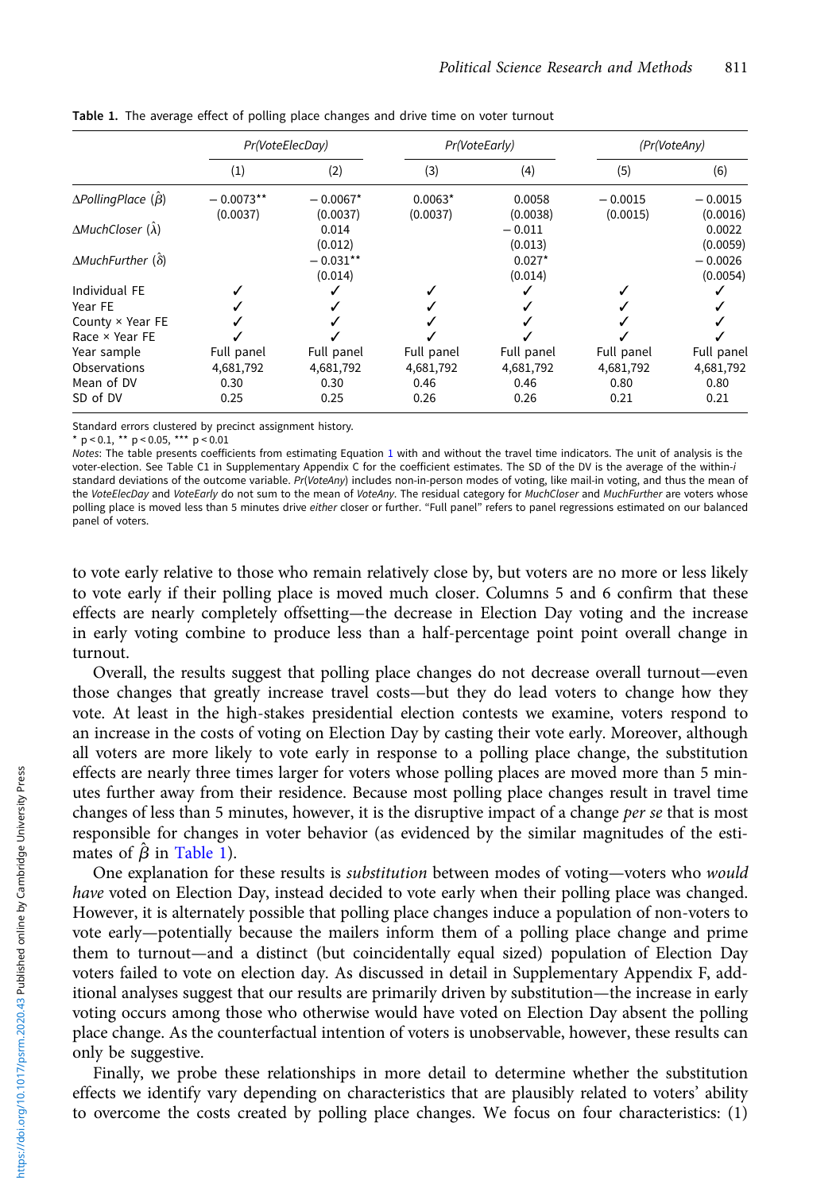**Table 1.** The average effect of polling place changes and drive time on voter turnout

| | *Pr(VoteElecDay)* | | *Pr(VoteEarly)* | | *(Pr(VoteAny)* | |
|---|---|---|---|---|---|---|
| | (1) | (2) | (3) | (4) | (5) | (6) |
| *ΔPollingPlace* ($\hat{\beta}$) | − 0.0073** | − 0.0067* | 0.0063* | 0.0058 | − 0.0015 | − 0.0015 |
| | (0.0037) | (0.0037) | (0.0037) | (0.0038) | (0.0015) | (0.0016) |
| *ΔMuchCloser* ($\hat{\lambda}$) | | 0.014 | | − 0.011 | | 0.0022 |
| | | (0.012) | | (0.013) | | (0.0059) |
| *ΔMuchFurther* ($\hat{\delta}$) | | − 0.031** | | 0.027* | | − 0.0026 |
| | | (0.014) | | (0.014) | | (0.0054) |
| Individual FE | ✓ | ✓ | ✓ | ✓ | ✓ | ✓ |
| Year FE | ✓ | ✓ | ✓ | ✓ | ✓ | ✓ |
| County × Year FE | ✓ | ✓ | ✓ | ✓ | ✓ | ✓ |
| Race × Year FE | ✓ | ✓ | ✓ | ✓ | ✓ | ✓ |
| Year sample | Full panel | Full panel | Full panel | Full panel | Full panel | Full panel |
| Observations | 4,681,792 | 4,681,792 | 4,681,792 | 4,681,792 | 4,681,792 | 4,681,792 |
| Mean of DV | 0.30 | 0.30 | 0.46 | 0.46 | 0.80 | 0.80 |
| SD of DV | 0.25 | 0.25 | 0.26 | 0.26 | 0.21 | 0.21 |

Standard errors clustered by precinct assignment history.
* $p < 0.1$, ** $p < 0.05$, *** $p < 0.01$

*Notes*: The table presents coefficients from estimating Equation 1 with and without the travel time indicators. The unit of analysis is the voter-election. See Table C1 in Supplementary Appendix C for the coefficient estimates. The SD of the DV is the average of the within-*i* standard deviations of the outcome variable. *Pr(VoteAny)* includes non-in-person modes of voting, like mail-in voting, and thus the mean of the *VoteElecDay* and *VoteEarly* do not sum to the mean of *VoteAny*. The residual category for *MuchCloser* and *MuchFurther* are voters whose polling place is moved less than 5 minutes drive *either* closer or further. "Full panel" refers to panel regressions estimated on our balanced panel of voters.

to vote early relative to those who remain relatively close by, but voters are no more or less likely to vote early if their polling place is moved much closer. Columns 5 and 6 confirm that these effects are nearly completely offsetting—the decrease in Election Day voting and the increase in early voting combine to produce less than a half-percentage point point overall change in turnout.

Overall, the results suggest that polling place changes do not decrease overall turnout—even those changes that greatly increase travel costs—but they do lead voters to change how they vote. At least in the high-stakes presidential election contests we examine, voters respond to an increase in the costs of voting on Election Day by casting their vote early. Moreover, although all voters are more likely to vote early in response to a polling place change, the substitution effects are nearly three times larger for voters whose polling places are moved more than 5 minutes further away from their residence. Because most polling place changes result in travel time changes of less than 5 minutes, however, it is the disruptive impact of a change *per se* that is most responsible for changes in voter behavior (as evidenced by the similar magnitudes of the estimates of $\hat{\beta}$ in Table 1).

One explanation for these results is *substitution* between modes of voting—voters who *would have* voted on Election Day, instead decided to vote early when their polling place was changed. However, it is alternately possible that polling place changes induce a population of non-voters to vote early—potentially because the mailers inform them of a polling place change and prime them to turnout—and a distinct (but coincidentally equal sized) population of Election Day voters failed to vote on election day. As discussed in detail in Supplementary Appendix F, additional analyses suggest that our results are primarily driven by substitution—the increase in early voting occurs among those who otherwise would have voted on Election Day absent the polling place change. As the counterfactual intention of voters is unobservable, however, these results can only be suggestive.

Finally, we probe these relationships in more detail to determine whether the substitution effects we identify vary depending on characteristics that are plausibly related to voters' ability to overcome the costs created by polling place changes. We focus on four characteristics: (1)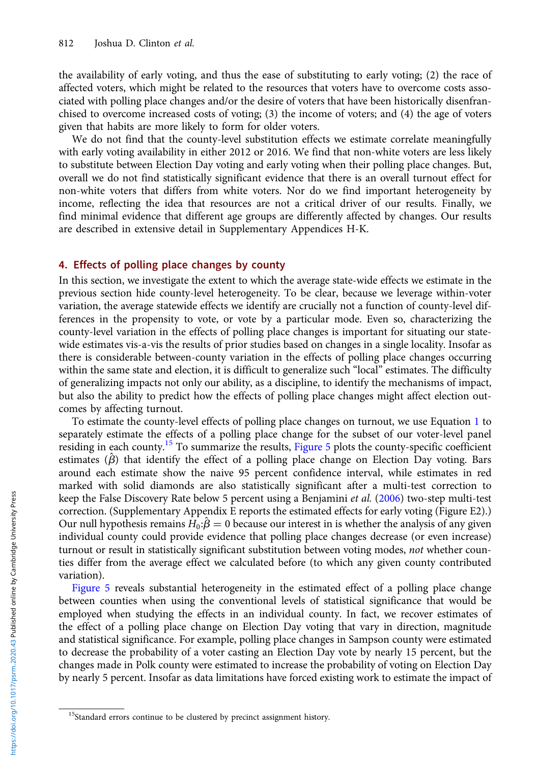the availability of early voting, and thus the ease of substituting to early voting; (2) the race of affected voters, which might be related to the resources that voters have to overcome costs associated with polling place changes and/or the desire of voters that have been historically disenfranchised to overcome increased costs of voting; (3) the income of voters; and (4) the age of voters given that habits are more likely to form for older voters.

We do not find that the county-level substitution effects we estimate correlate meaningfully with early voting availability in either 2012 or 2016. We find that non-white voters are less likely to substitute between Election Day voting and early voting when their polling place changes. But, overall we do not find statistically significant evidence that there is an overall turnout effect for non-white voters that differs from white voters. Nor do we find important heterogeneity by income, reflecting the idea that resources are not a critical driver of our results. Finally, we find minimal evidence that different age groups are differently affected by changes. Our results are described in extensive detail in Supplementary Appendices H-K.

## 4. Effects of polling place changes by county

In this section, we investigate the extent to which the average state-wide effects we estimate in the previous section hide county-level heterogeneity. To be clear, because we leverage within-voter variation, the average statewide effects we identify are crucially not a function of county-level differences in the propensity to vote, or vote by a particular mode. Even so, characterizing the county-level variation in the effects of polling place changes is important for situating our statewide estimates vis-a-vis the results of prior studies based on changes in a single locality. Insofar as there is considerable between-county variation in the effects of polling place changes occurring within the same state and election, it is difficult to generalize such "local" estimates. The difficulty of generalizing impacts not only our ability, as a discipline, to identify the mechanisms of impact, but also the ability to predict how the effects of polling place changes might affect election outcomes by affecting turnout.

To estimate the county-level effects of polling place changes on turnout, we use Equation 1 to separately estimate the effects of a polling place change for the subset of our voter-level panel residing in each county.[15] To summarize the results, Figure 5 plots the county-specific coefficient estimates ($\hat{\beta}$) that identify the effect of a polling place change on Election Day voting. Bars around each estimate show the naive 95 percent confidence interval, while estimates in red marked with solid diamonds are also statistically significant after a multi-test correction to keep the False Discovery Rate below 5 percent using a Benjamini *et al.* (2006) two-step multi-test correction. (Supplementary Appendix E reports the estimated effects for early voting (Figure E2).) Our null hypothesis remains $H_0{:}\hat{\beta} = 0$ because our interest in is whether the analysis of any given individual county could provide evidence that polling place changes decrease (or even increase) turnout or result in statistically significant substitution between voting modes, *not* whether counties differ from the average effect we calculated before (to which any given county contributed variation).

Figure 5 reveals substantial heterogeneity in the estimated effect of a polling place change between counties when using the conventional levels of statistical significance that would be employed when studying the effects in an individual county. In fact, we recover estimates of the effect of a polling place change on Election Day voting that vary in direction, magnitude and statistical significance. For example, polling place changes in Sampson county were estimated to decrease the probability of a voter casting an Election Day vote by nearly 15 percent, but the changes made in Polk county were estimated to increase the probability of voting on Election Day by nearly 5 percent. Insofar as data limitations have forced existing work to estimate the impact of

[15] Standard errors continue to be clustered by precinct assignment history.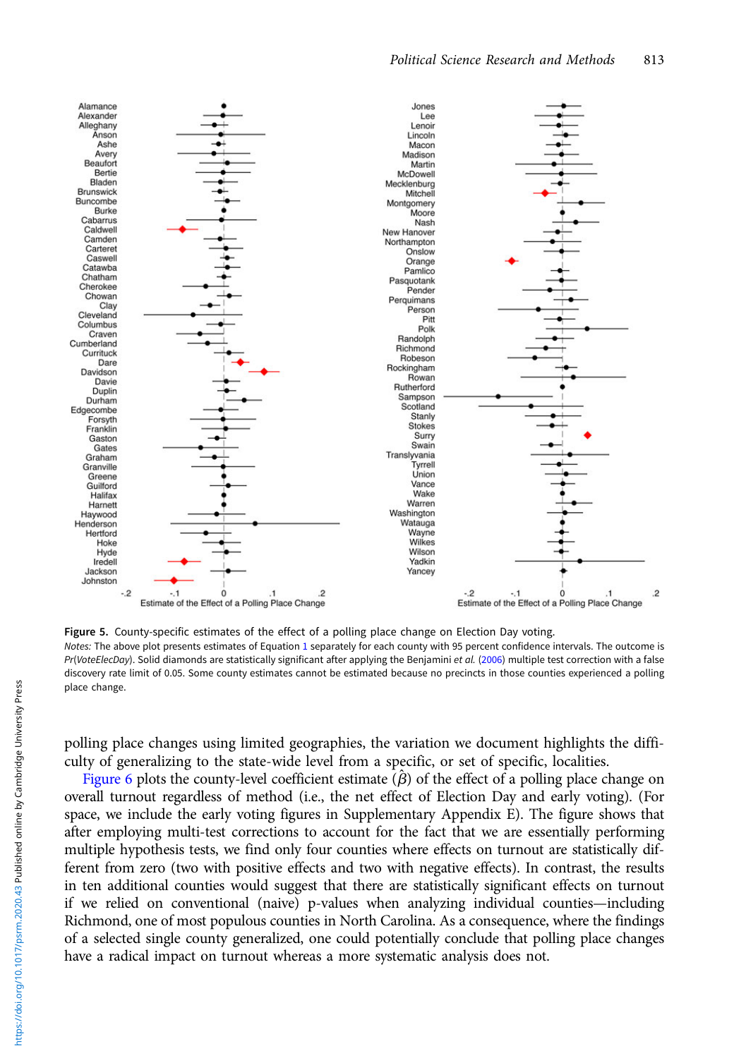**Figure 5.** County-specific estimates of the effect of a polling place change on Election Day voting.

*Notes:* The above plot presents estimates of Equation 1 separately for each county with 95 percent confidence intervals. The outcome is *Pr*(*VoteElecDay*). Solid diamonds are statistically significant after applying the Benjamini *et al.* (2006) multiple test correction with a false discovery rate limit of 0.05. Some county estimates cannot be estimated because no precincts in those counties experienced a polling place change.

polling place changes using limited geographies, the variation we document highlights the difficulty of generalizing to the state-wide level from a specific, or set of specific, localities.

Figure 6 plots the county-level coefficient estimate ($\hat{\beta}$) of the effect of a polling place change on overall turnout regardless of method (i.e., the net effect of Election Day and early voting). (For space, we include the early voting figures in Supplementary Appendix E). The figure shows that after employing multi-test corrections to account for the fact that we are essentially performing multiple hypothesis tests, we find only four counties where effects on turnout are statistically different from zero (two with positive effects and two with negative effects). In contrast, the results in ten additional counties would suggest that there are statistically significant effects on turnout if we relied on conventional (naive) p-values when analyzing individual counties—including Richmond, one of most populous counties in North Carolina. As a consequence, where the findings of a selected single county generalized, one could potentially conclude that polling place changes have a radical impact on turnout whereas a more systematic analysis does not.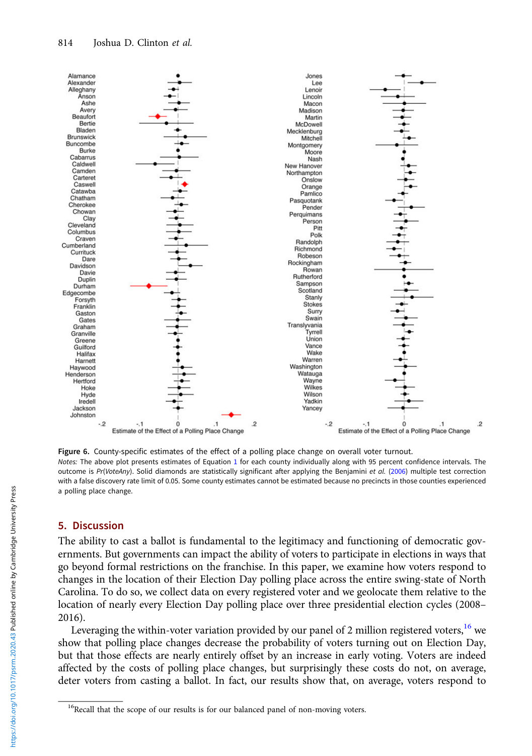**Figure 6.** County-specific estimates of the effect of a polling place change on overall voter turnout.

*Notes:* The above plot presents estimates of Equation 1 for each county individually along with 95 percent confidence intervals. The outcome is *Pr*(*VoteAny*). Solid diamonds are statistically significant after applying the Benjamini *et al.* (2006) multiple test correction with a false discovery rate limit of 0.05. Some county estimates cannot be estimated because no precincts in those counties experienced a polling place change.

## 5. Discussion

The ability to cast a ballot is fundamental to the legitimacy and functioning of democratic governments. But governments can impact the ability of voters to participate in elections in ways that go beyond formal restrictions on the franchise. In this paper, we examine how voters respond to changes in the location of their Election Day polling place across the entire swing-state of North Carolina. To do so, we collect data on every registered voter and we geolocate them relative to the location of nearly every Election Day polling place over three presidential election cycles (2008–2016).

Leveraging the within-voter variation provided by our panel of 2 million registered voters,[16] we show that polling place changes decrease the probability of voters turning out on Election Day, but that those effects are nearly entirely offset by an increase in early voting. Voters are indeed affected by the costs of polling place changes, but surprisingly these costs do not, on average, deter voters from casting a ballot. In fact, our results show that, on average, voters respond to

[16] Recall that the scope of our results is for our balanced panel of non-moving voters.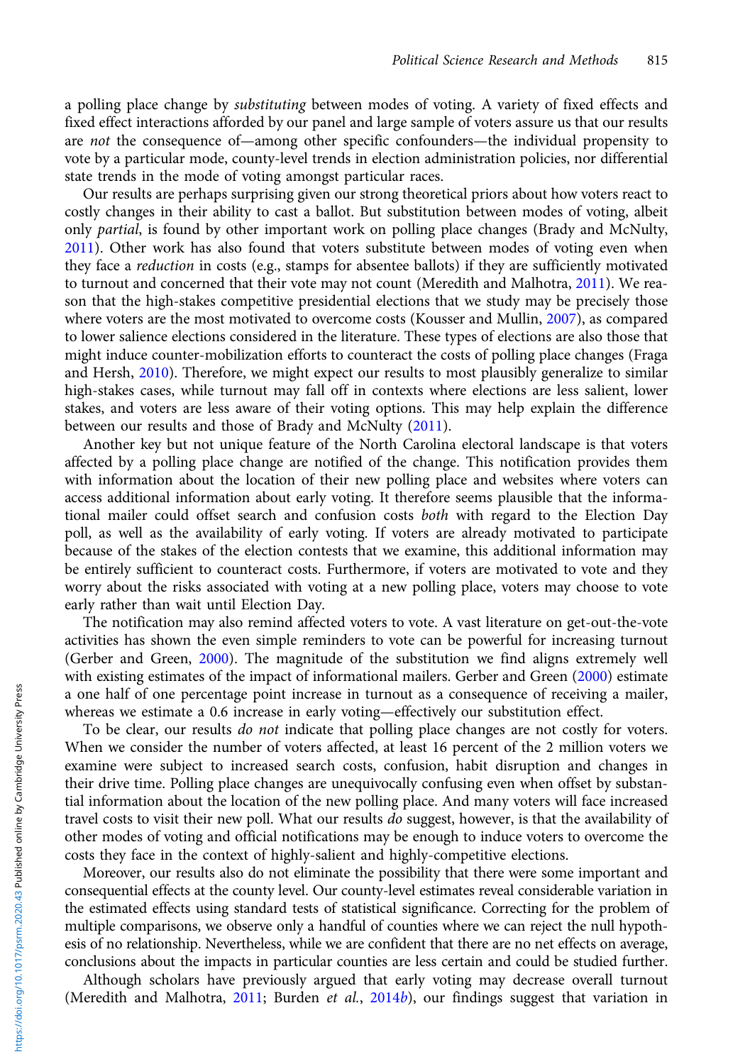a polling place change by *substituting* between modes of voting. A variety of fixed effects and fixed effect interactions afforded by our panel and large sample of voters assure us that our results are *not* the consequence of—among other specific confounders—the individual propensity to vote by a particular mode, county-level trends in election administration policies, nor differential state trends in the mode of voting amongst particular races.

Our results are perhaps surprising given our strong theoretical priors about how voters react to costly changes in their ability to cast a ballot. But substitution between modes of voting, albeit only *partial*, is found by other important work on polling place changes (Brady and McNulty, 2011). Other work has also found that voters substitute between modes of voting even when they face a *reduction* in costs (e.g., stamps for absentee ballots) if they are sufficiently motivated to turnout and concerned that their vote may not count (Meredith and Malhotra, 2011). We reason that the high-stakes competitive presidential elections that we study may be precisely those where voters are the most motivated to overcome costs (Kousser and Mullin, 2007), as compared to lower salience elections considered in the literature. These types of elections are also those that might induce counter-mobilization efforts to counteract the costs of polling place changes (Fraga and Hersh, 2010). Therefore, we might expect our results to most plausibly generalize to similar high-stakes cases, while turnout may fall off in contexts where elections are less salient, lower stakes, and voters are less aware of their voting options. This may help explain the difference between our results and those of Brady and McNulty (2011).

Another key but not unique feature of the North Carolina electoral landscape is that voters affected by a polling place change are notified of the change. This notification provides them with information about the location of their new polling place and websites where voters can access additional information about early voting. It therefore seems plausible that the informational mailer could offset search and confusion costs *both* with regard to the Election Day poll, as well as the availability of early voting. If voters are already motivated to participate because of the stakes of the election contests that we examine, this additional information may be entirely sufficient to counteract costs. Furthermore, if voters are motivated to vote and they worry about the risks associated with voting at a new polling place, voters may choose to vote early rather than wait until Election Day.

The notification may also remind affected voters to vote. A vast literature on get-out-the-vote activities has shown the even simple reminders to vote can be powerful for increasing turnout (Gerber and Green, 2000). The magnitude of the substitution we find aligns extremely well with existing estimates of the impact of informational mailers. Gerber and Green (2000) estimate a one half of one percentage point increase in turnout as a consequence of receiving a mailer, whereas we estimate a 0.6 increase in early voting—effectively our substitution effect.

To be clear, our results *do not* indicate that polling place changes are not costly for voters. When we consider the number of voters affected, at least 16 percent of the 2 million voters we examine were subject to increased search costs, confusion, habit disruption and changes in their drive time. Polling place changes are unequivocally confusing even when offset by substantial information about the location of the new polling place. And many voters will face increased travel costs to visit their new poll. What our results *do* suggest, however, is that the availability of other modes of voting and official notifications may be enough to induce voters to overcome the costs they face in the context of highly-salient and highly-competitive elections.

Moreover, our results also do not eliminate the possibility that there were some important and consequential effects at the county level. Our county-level estimates reveal considerable variation in the estimated effects using standard tests of statistical significance. Correcting for the problem of multiple comparisons, we observe only a handful of counties where we can reject the null hypothesis of no relationship. Nevertheless, while we are confident that there are no net effects on average, conclusions about the impacts in particular counties are less certain and could be studied further.

Although scholars have previously argued that early voting may decrease overall turnout (Meredith and Malhotra, 2011; Burden *et al.*, 2014*b*), our findings suggest that variation in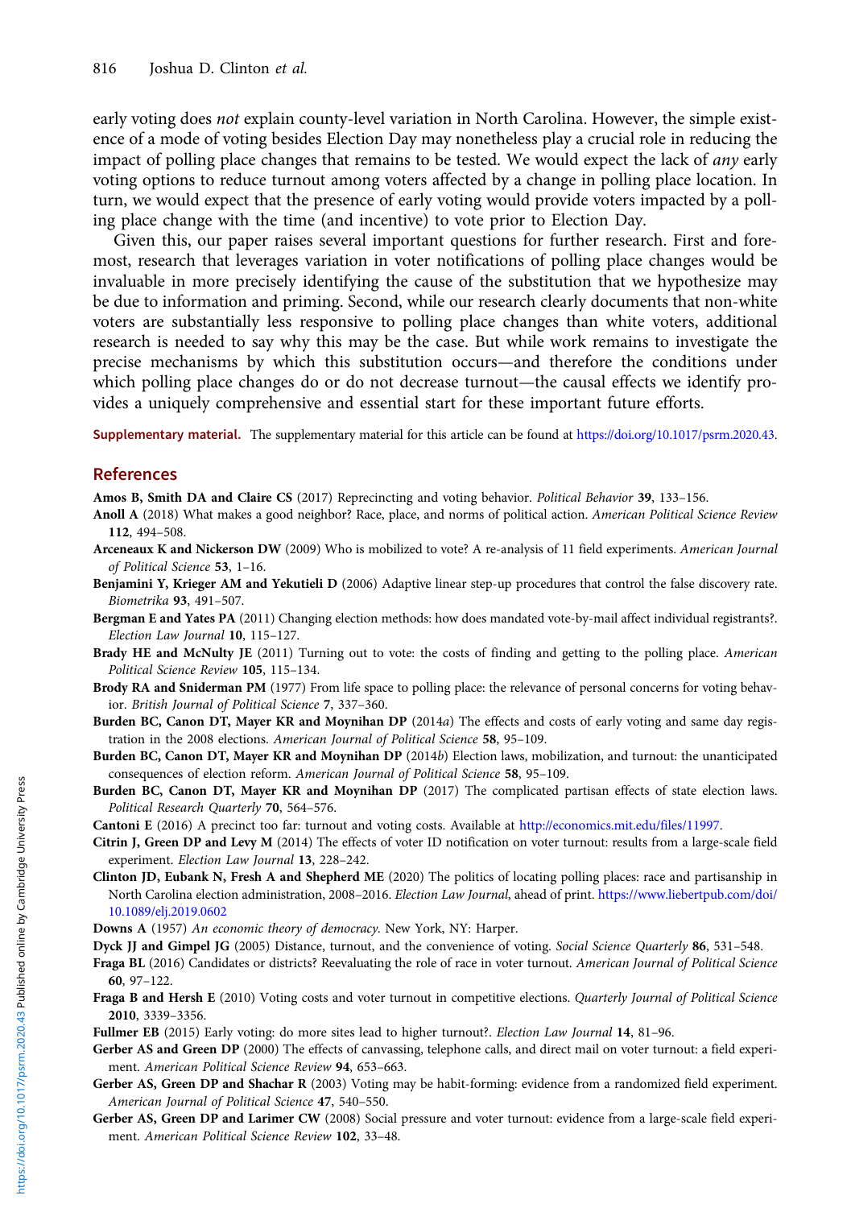early voting does *not* explain county-level variation in North Carolina. However, the simple existence of a mode of voting besides Election Day may nonetheless play a crucial role in reducing the impact of polling place changes that remains to be tested. We would expect the lack of *any* early voting options to reduce turnout among voters affected by a change in polling place location. In turn, we would expect that the presence of early voting would provide voters impacted by a polling place change with the time (and incentive) to vote prior to Election Day.

Given this, our paper raises several important questions for further research. First and foremost, research that leverages variation in voter notifications of polling place changes would be invaluable in more precisely identifying the cause of the substitution that we hypothesize may be due to information and priming. Second, while our research clearly documents that non-white voters are substantially less responsive to polling place changes than white voters, additional research is needed to say why this may be the case. But while work remains to investigate the precise mechanisms by which this substitution occurs—and therefore the conditions under which polling place changes do or do not decrease turnout—the causal effects we identify provides a uniquely comprehensive and essential start for these important future efforts.

**Supplementary material.** The supplementary material for this article can be found at https://doi.org/10.1017/psrm.2020.43.

## References

**Amos B, Smith DA and Claire CS** (2017) Reprecincting and voting behavior. *Political Behavior* **39**, 133–156.

**Anoll A** (2018) What makes a good neighbor? Race, place, and norms of political action. *American Political Science Review* **112**, 494–508.

**Arceneaux K and Nickerson DW** (2009) Who is mobilized to vote? A re-analysis of 11 field experiments. *American Journal of Political Science* **53**, 1–16.

**Benjamini Y, Krieger AM and Yekutieli D** (2006) Adaptive linear step-up procedures that control the false discovery rate. *Biometrika* **93**, 491–507.

**Bergman E and Yates PA** (2011) Changing election methods: how does mandated vote-by-mail affect individual registrants?. *Election Law Journal* **10**, 115–127.

**Brady HE and McNulty JE** (2011) Turning out to vote: the costs of finding and getting to the polling place. *American Political Science Review* **105**, 115–134.

**Brody RA and Sniderman PM** (1977) From life space to polling place: the relevance of personal concerns for voting behavior. *British Journal of Political Science* **7**, 337–360.

**Burden BC, Canon DT, Mayer KR and Moynihan DP** (2014*a*) The effects and costs of early voting and same day registration in the 2008 elections. *American Journal of Political Science* **58**, 95–109.

**Burden BC, Canon DT, Mayer KR and Moynihan DP** (2014*b*) Election laws, mobilization, and turnout: the unanticipated consequences of election reform. *American Journal of Political Science* **58**, 95–109.

**Burden BC, Canon DT, Mayer KR and Moynihan DP** (2017) The complicated partisan effects of state election laws. *Political Research Quarterly* **70**, 564–576.

**Cantoni E** (2016) A precinct too far: turnout and voting costs. Available at http://economics.mit.edu/files/11997.

**Citrin J, Green DP and Levy M** (2014) The effects of voter ID notification on voter turnout: results from a large-scale field experiment. *Election Law Journal* **13**, 228–242.

**Clinton JD, Eubank N, Fresh A and Shepherd ME** (2020) The politics of locating polling places: race and partisanship in North Carolina election administration, 2008–2016. *Election Law Journal*, ahead of print. https://www.liebertpub.com/doi/10.1089/elj.2019.0602

**Downs A** (1957) *An economic theory of democracy*. New York, NY: Harper.

**Dyck JJ and Gimpel JG** (2005) Distance, turnout, and the convenience of voting. *Social Science Quarterly* **86**, 531–548.

**Fraga BL** (2016) Candidates or districts? Reevaluating the role of race in voter turnout. *American Journal of Political Science* **60**, 97–122.

**Fraga B and Hersh E** (2010) Voting costs and voter turnout in competitive elections. *Quarterly Journal of Political Science* **2010**, 3339–3356.

**Fullmer EB** (2015) Early voting: do more sites lead to higher turnout?. *Election Law Journal* **14**, 81–96.

**Gerber AS and Green DP** (2000) The effects of canvassing, telephone calls, and direct mail on voter turnout: a field experiment. *American Political Science Review* **94**, 653–663.

**Gerber AS, Green DP and Shachar R** (2003) Voting may be habit-forming: evidence from a randomized field experiment. *American Journal of Political Science* **47**, 540–550.

**Gerber AS, Green DP and Larimer CW** (2008) Social pressure and voter turnout: evidence from a large-scale field experiment. *American Political Science Review* **102**, 33–48.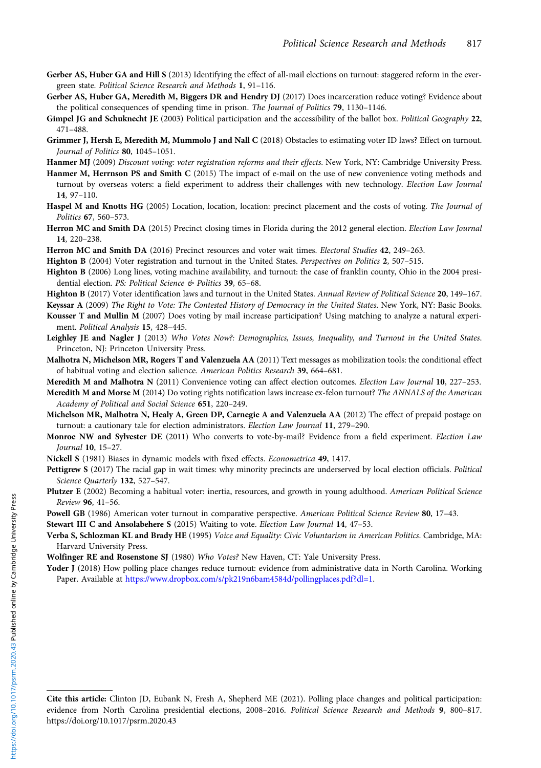**Gerber AS, Huber GA and Hill S** (2013) Identifying the effect of all-mail elections on turnout: staggered reform in the evergreen state. *Political Science Research and Methods* **1**, 91–116.

**Gerber AS, Huber GA, Meredith M, Biggers DR and Hendry DJ** (2017) Does incarceration reduce voting? Evidence about the political consequences of spending time in prison. *The Journal of Politics* **79**, 1130–1146.

**Gimpel JG and Schuknecht JE** (2003) Political participation and the accessibility of the ballot box. *Political Geography* **22**, 471–488.

**Grimmer J, Hersh E, Meredith M, Mummolo J and Nall C** (2018) Obstacles to estimating voter ID laws? Effect on turnout. *Journal of Politics* **80**, 1045–1051.

**Hanmer MJ** (2009) *Discount voting: voter registration reforms and their effects*. New York, NY: Cambridge University Press.

**Hanmer M, Herrnson PS and Smith C** (2015) The impact of e-mail on the use of new convenience voting methods and turnout by overseas voters: a field experiment to address their challenges with new technology. *Election Law Journal* **14**, 97–110.

**Haspel M and Knotts HG** (2005) Location, location, location: precinct placement and the costs of voting. *The Journal of Politics* **67**, 560–573.

**Herron MC and Smith DA** (2015) Precinct closing times in Florida during the 2012 general election. *Election Law Journal* **14**, 220–238.

**Herron MC and Smith DA** (2016) Precinct resources and voter wait times. *Electoral Studies* **42**, 249–263.

**Highton B** (2004) Voter registration and turnout in the United States. *Perspectives on Politics* **2**, 507–515.

**Highton B** (2006) Long lines, voting machine availability, and turnout: the case of franklin county, Ohio in the 2004 presidential election. *PS: Political Science & Politics* **39**, 65–68.

**Highton B** (2017) Voter identification laws and turnout in the United States. *Annual Review of Political Science* **20**, 149–167.

**Keyssar A** (2009) *The Right to Vote: The Contested History of Democracy in the United States*. New York, NY: Basic Books.

**Kousser T and Mullin M** (2007) Does voting by mail increase participation? Using matching to analyze a natural experiment. *Political Analysis* **15**, 428–445.

**Leighley JE and Nagler J** (2013) *Who Votes Now?: Demographics, Issues, Inequality, and Turnout in the United States*. Princeton, NJ: Princeton University Press.

**Malhotra N, Michelson MR, Rogers T and Valenzuela AA** (2011) Text messages as mobilization tools: the conditional effect of habitual voting and election salience. *American Politics Research* **39**, 664–681.

**Meredith M and Malhotra N** (2011) Convenience voting can affect election outcomes. *Election Law Journal* **10**, 227–253.

**Meredith M and Morse M** (2014) Do voting rights notification laws increase ex-felon turnout? *The ANNALS of the American Academy of Political and Social Science* **651**, 220–249.

**Michelson MR, Malhotra N, Healy A, Green DP, Carnegie A and Valenzuela AA** (2012) The effect of prepaid postage on turnout: a cautionary tale for election administrators. *Election Law Journal* **11**, 279–290.

**Monroe NW and Sylvester DE** (2011) Who converts to vote-by-mail? Evidence from a field experiment. *Election Law Journal* **10**, 15–27.

**Nickell S** (1981) Biases in dynamic models with fixed effects. *Econometrica* **49**, 1417.

**Pettigrew S** (2017) The racial gap in wait times: why minority precincts are underserved by local election officials. *Political Science Quarterly* **132**, 527–547.

**Plutzer E** (2002) Becoming a habitual voter: inertia, resources, and growth in young adulthood. *American Political Science Review* **96**, 41–56.

**Powell GB** (1986) American voter turnout in comparative perspective. *American Political Science Review* **80**, 17–43.

**Stewart III C and Ansolabehere S** (2015) Waiting to vote. *Election Law Journal* **14**, 47–53.

**Verba S, Schlozman KL and Brady HE** (1995) *Voice and Equality: Civic Voluntarism in American Politics*. Cambridge, MA: Harvard University Press.

**Wolfinger RE and Rosenstone SJ** (1980) *Who Votes?* New Haven, CT: Yale University Press.

**Yoder J** (2018) How polling place changes reduce turnout: evidence from administrative data in North Carolina. Working Paper. Available at https://www.dropbox.com/s/pk219n6bam4584d/pollingplaces.pdf?dl=1.

---

**Cite this article:** Clinton JD, Eubank N, Fresh A, Shepherd ME (2021). Polling place changes and political participation: evidence from North Carolina presidential elections, 2008–2016. *Political Science Research and Methods* **9**, 800–817. https://doi.org/10.1017/psrm.2020.43